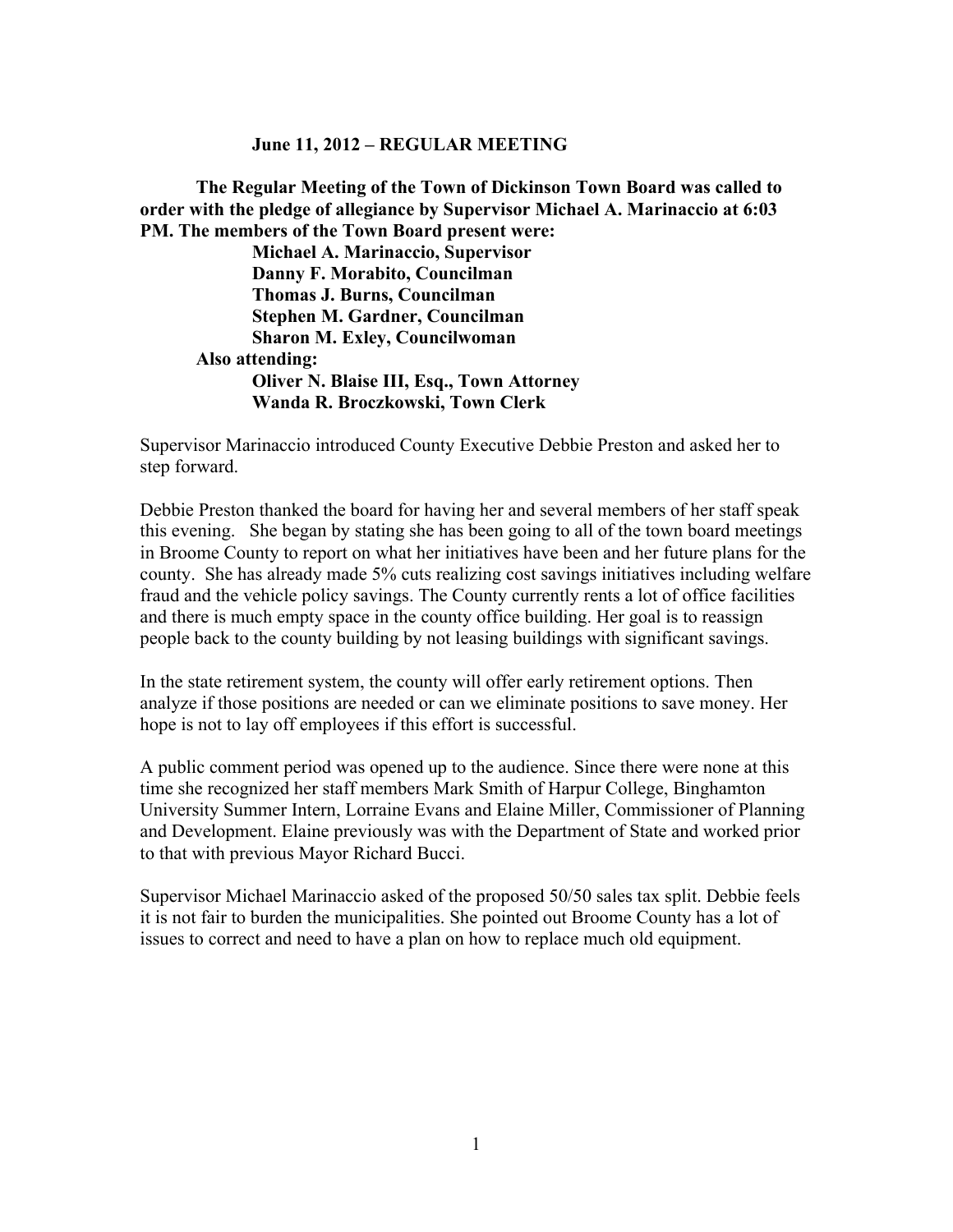**June 11, 2012 – REGULAR MEETING**

**The Regular Meeting of the Town of Dickinson Town Board was called to order with the pledge of allegiance by Supervisor Michael A. Marinaccio at 6:03 PM. The members of the Town Board present were:**

**Michael A. Marinaccio, Supervisor**
**Danny F. Morabito, Councilman**
**Thomas J. Burns, Councilman**
**Stephen M. Gardner, Councilman**
**Sharon M. Exley, Councilwoman**

**Also attending:**

**Oliver N. Blaise III, Esq., Town Attorney**
**Wanda R. Broczkowski, Town Clerk**

Supervisor Marinaccio introduced County Executive Debbie Preston and asked her to step forward.

Debbie Preston thanked the board for having her and several members of her staff speak this evening. She began by stating she has been going to all of the town board meetings in Broome County to report on what her initiatives have been and her future plans for the county. She has already made 5% cuts realizing cost savings initiatives including welfare fraud and the vehicle policy savings. The County currently rents a lot of office facilities and there is much empty space in the county office building. Her goal is to reassign people back to the county building by not leasing buildings with significant savings.

In the state retirement system, the county will offer early retirement options. Then analyze if those positions are needed or can we eliminate positions to save money. Her hope is not to lay off employees if this effort is successful.

A public comment period was opened up to the audience. Since there were none at this time she recognized her staff members Mark Smith of Harpur College, Binghamton University Summer Intern, Lorraine Evans and Elaine Miller, Commissioner of Planning and Development. Elaine previously was with the Department of State and worked prior to that with previous Mayor Richard Bucci.

Supervisor Michael Marinaccio asked of the proposed 50/50 sales tax split. Debbie feels it is not fair to burden the municipalities. She pointed out Broome County has a lot of issues to correct and need to have a plan on how to replace much old equipment.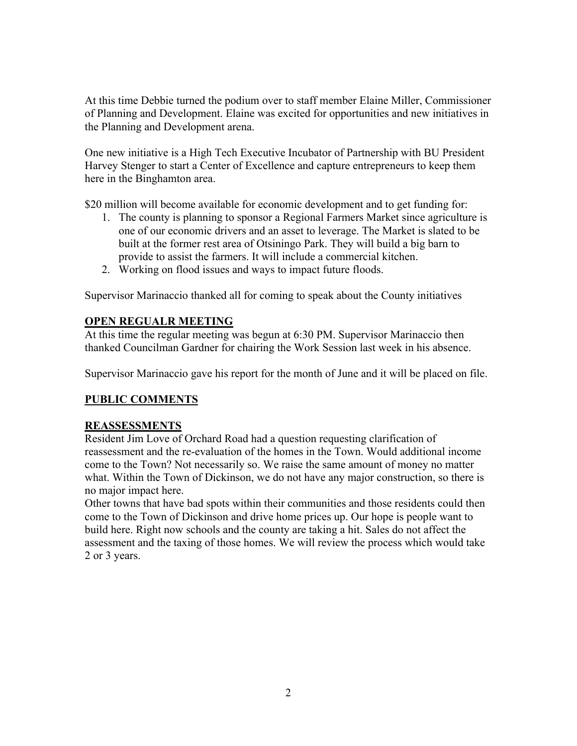At this time Debbie turned the podium over to staff member Elaine Miller, Commissioner of Planning and Development. Elaine was excited for opportunities and new initiatives in the Planning and Development arena.

One new initiative is a High Tech Executive Incubator of Partnership with BU President Harvey Stenger to start a Center of Excellence and capture entrepreneurs to keep them here in the Binghamton area.

$20 million will become available for economic development and to get funding for:

1. The county is planning to sponsor a Regional Farmers Market since agriculture is one of our economic drivers and an asset to leverage. The Market is slated to be built at the former rest area of Otsiningo Park. They will build a big barn to provide to assist the farmers. It will include a commercial kitchen.
2. Working on flood issues and ways to impact future floods.

Supervisor Marinaccio thanked all for coming to speak about the County initiatives

**OPEN REGUALR MEETING**

At this time the regular meeting was begun at 6:30 PM. Supervisor Marinaccio then thanked Councilman Gardner for chairing the Work Session last week in his absence.

Supervisor Marinaccio gave his report for the month of June and it will be placed on file.

**PUBLIC COMMENTS**

**REASSESSMENTS**

Resident Jim Love of Orchard Road had a question requesting clarification of reassessment and the re-evaluation of the homes in the Town. Would additional income come to the Town? Not necessarily so. We raise the same amount of money no matter what. Within the Town of Dickinson, we do not have any major construction, so there is no major impact here.
Other towns that have bad spots within their communities and those residents could then come to the Town of Dickinson and drive home prices up. Our hope is people want to build here. Right now schools and the county are taking a hit. Sales do not affect the assessment and the taxing of those homes. We will review the process which would take 2 or 3 years.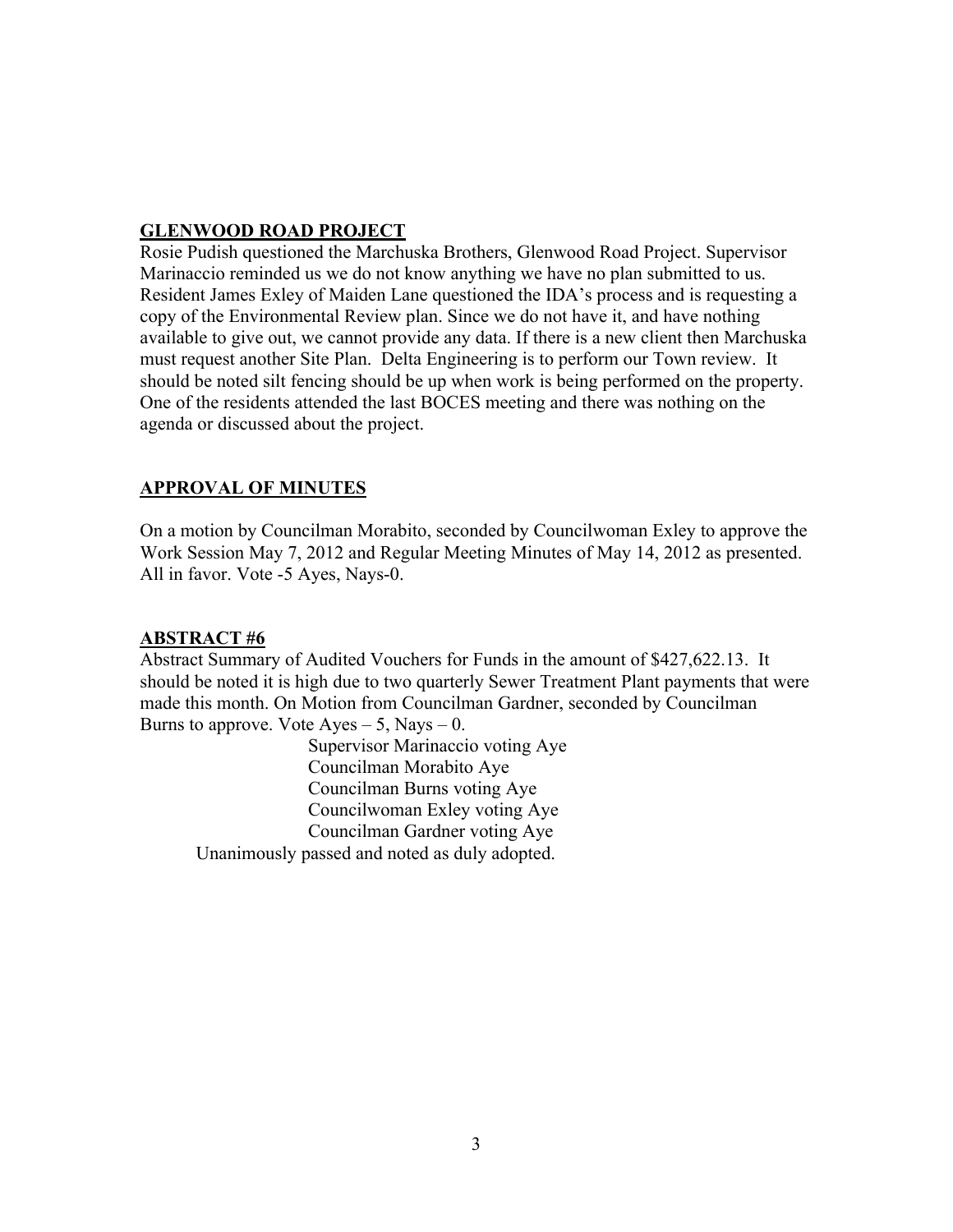## GLENWOOD ROAD PROJECT

Rosie Pudish questioned the Marchuska Brothers, Glenwood Road Project. Supervisor Marinaccio reminded us we do not know anything we have no plan submitted to us. Resident James Exley of Maiden Lane questioned the IDA's process and is requesting a copy of the Environmental Review plan. Since we do not have it, and have nothing available to give out, we cannot provide any data. If there is a new client then Marchuska must request another Site Plan. Delta Engineering is to perform our Town review. It should be noted silt fencing should be up when work is being performed on the property. One of the residents attended the last BOCES meeting and there was nothing on the agenda or discussed about the project.

## APPROVAL OF MINUTES

On a motion by Councilman Morabito, seconded by Councilwoman Exley to approve the Work Session May 7, 2012 and Regular Meeting Minutes of May 14, 2012 as presented. All in favor. Vote -5 Ayes, Nays-0.

## ABSTRACT #6

Abstract Summary of Audited Vouchers for Funds in the amount of $427,622.13. It should be noted it is high due to two quarterly Sewer Treatment Plant payments that were made this month. On Motion from Councilman Gardner, seconded by Councilman Burns to approve. Vote Ayes – 5, Nays – 0.

Supervisor Marinaccio voting Aye
Councilman Morabito Aye
Councilman Burns voting Aye
Councilwoman Exley voting Aye
Councilman Gardner voting Aye

Unanimously passed and noted as duly adopted.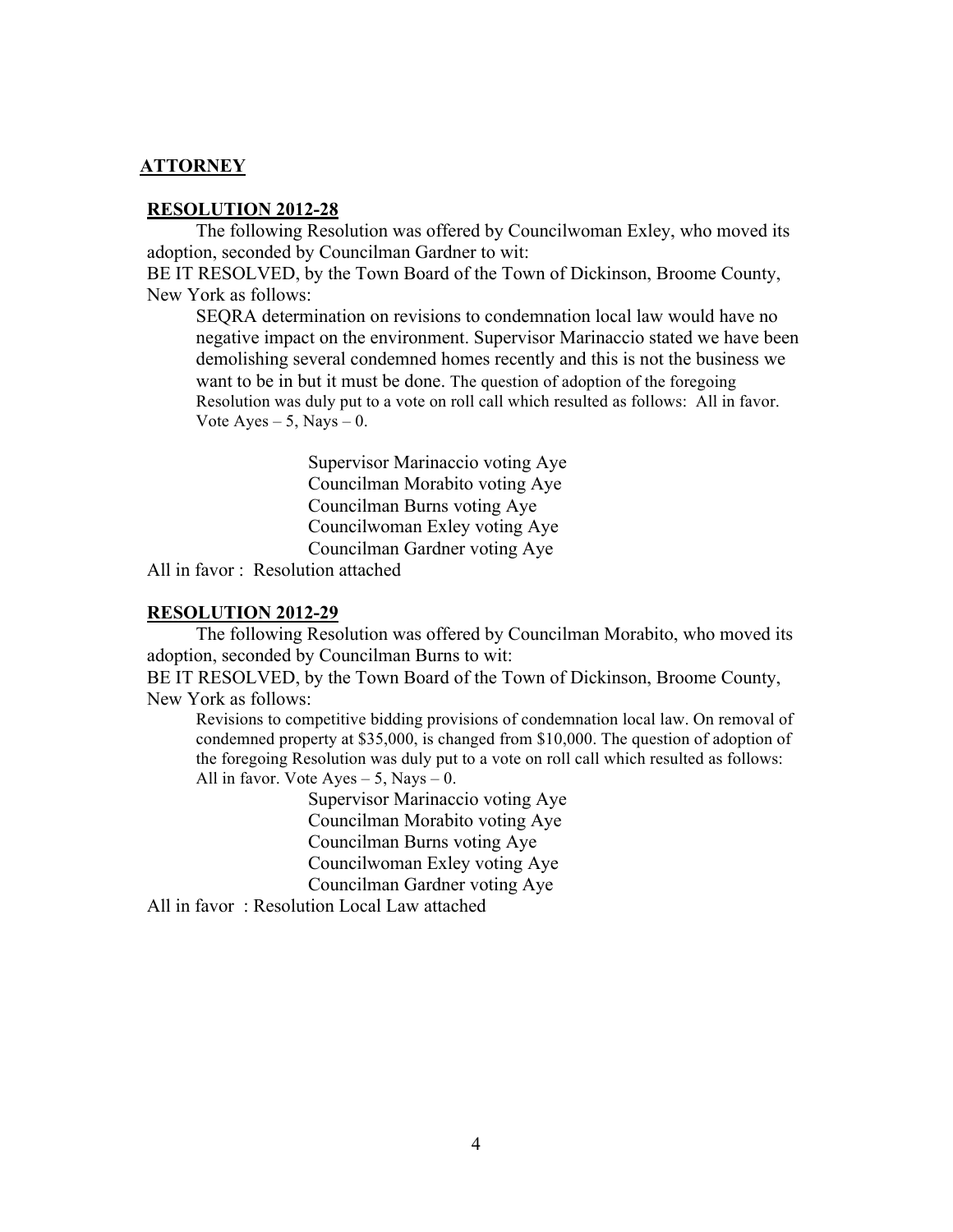**ATTORNEY**

**RESOLUTION 2012-28**

The following Resolution was offered by Councilwoman Exley, who moved its adoption, seconded by Councilman Gardner to wit:

BE IT RESOLVED, by the Town Board of the Town of Dickinson, Broome County, New York as follows:

SEQRA determination on revisions to condemnation local law would have no negative impact on the environment. Supervisor Marinaccio stated we have been demolishing several condemned homes recently and this is not the business we want to be in but it must be done. The question of adoption of the foregoing Resolution was duly put to a vote on roll call which resulted as follows: All in favor. Vote Ayes – 5, Nays – 0.

Supervisor Marinaccio voting Aye
Councilman Morabito voting Aye
Councilman Burns voting Aye
Councilwoman Exley voting Aye
Councilman Gardner voting Aye

All in favor : Resolution attached

**RESOLUTION 2012-29**

The following Resolution was offered by Councilman Morabito, who moved its adoption, seconded by Councilman Burns to wit:

BE IT RESOLVED, by the Town Board of the Town of Dickinson, Broome County, New York as follows:

Revisions to competitive bidding provisions of condemnation local law. On removal of condemned property at $35,000, is changed from $10,000. The question of adoption of the foregoing Resolution was duly put to a vote on roll call which resulted as follows: All in favor. Vote Ayes – 5, Nays – 0.

Supervisor Marinaccio voting Aye
Councilman Morabito voting Aye
Councilman Burns voting Aye
Councilwoman Exley voting Aye
Councilman Gardner voting Aye

All in favor : Resolution Local Law attached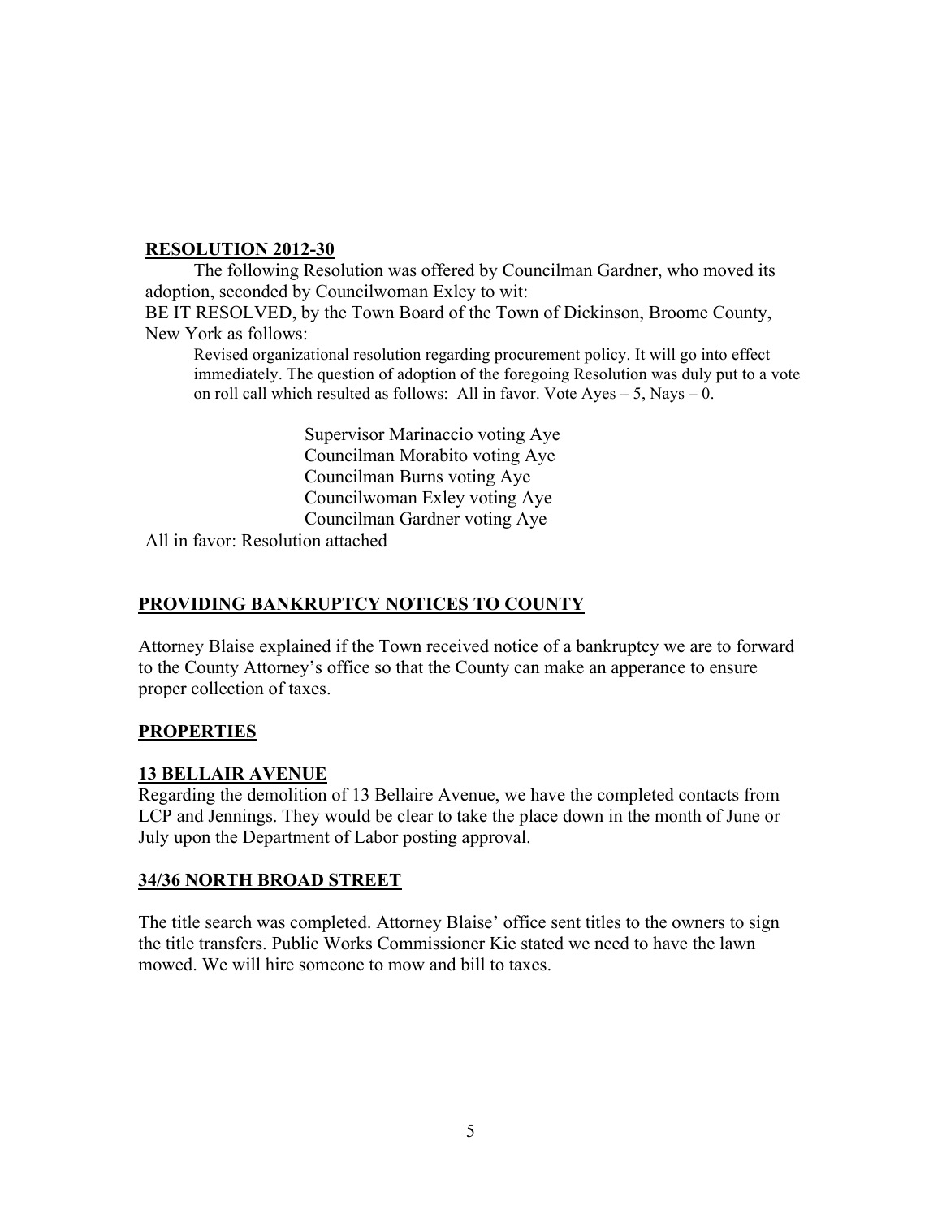**RESOLUTION 2012-30**

The following Resolution was offered by Councilman Gardner, who moved its adoption, seconded by Councilwoman Exley to wit:

BE IT RESOLVED, by the Town Board of the Town of Dickinson, Broome County, New York as follows:

Revised organizational resolution regarding procurement policy. It will go into effect immediately. The question of adoption of the foregoing Resolution was duly put to a vote on roll call which resulted as follows: All in favor. Vote Ayes – 5, Nays – 0.

Supervisor Marinaccio voting Aye
Councilman Morabito voting Aye
Councilman Burns voting Aye
Councilwoman Exley voting Aye
Councilman Gardner voting Aye

All in favor: Resolution attached

**PROVIDING BANKRUPTCY NOTICES TO COUNTY**

Attorney Blaise explained if the Town received notice of a bankruptcy we are to forward to the County Attorney's office so that the County can make an apperance to ensure proper collection of taxes.

**PROPERTIES**

**13 BELLAIR AVENUE**

Regarding the demolition of 13 Bellaire Avenue, we have the completed contacts from LCP and Jennings. They would be clear to take the place down in the month of June or July upon the Department of Labor posting approval.

**34/36 NORTH BROAD STREET**

The title search was completed. Attorney Blaise' office sent titles to the owners to sign the title transfers. Public Works Commissioner Kie stated we need to have the lawn mowed. We will hire someone to mow and bill to taxes.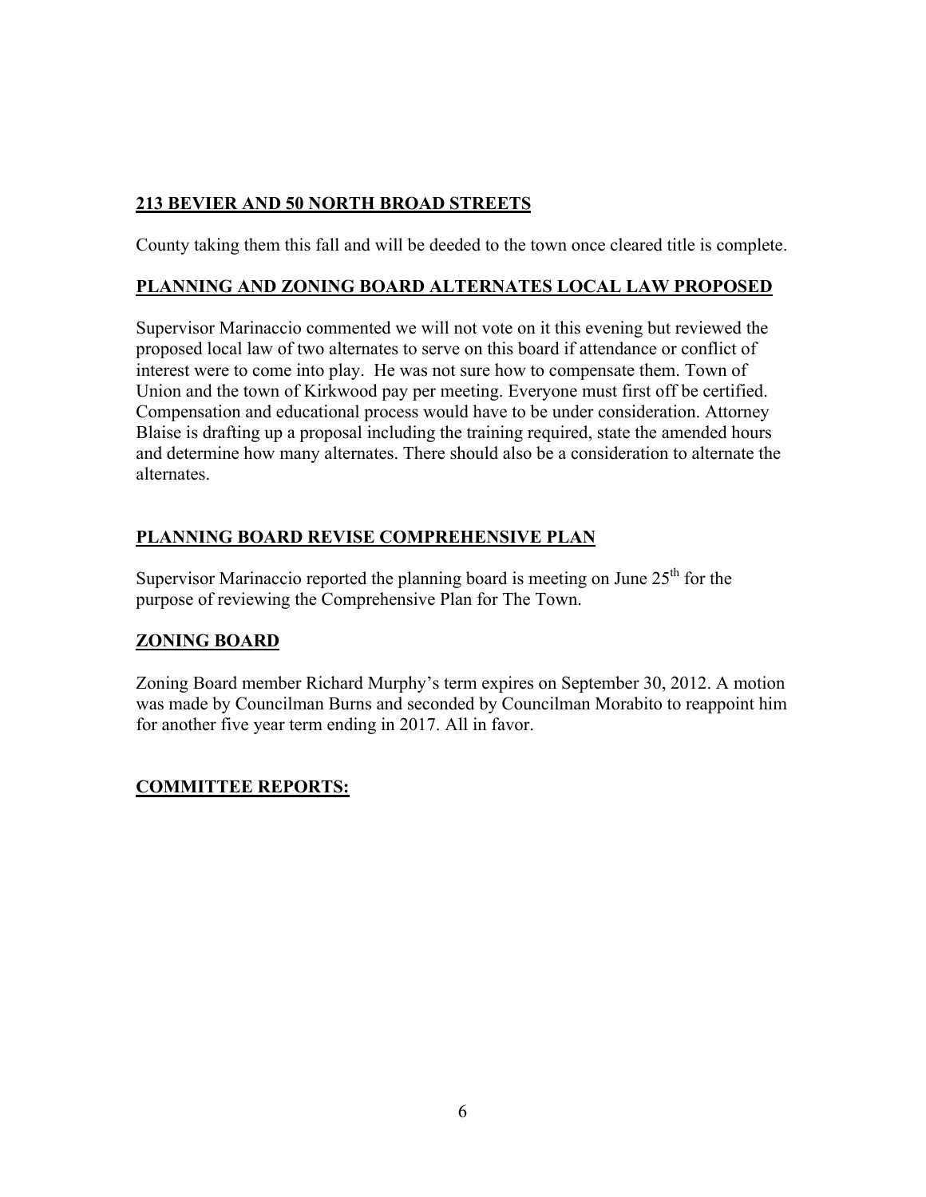**213 BEVIER AND 50 NORTH BROAD STREETS**

County taking them this fall and will be deeded to the town once cleared title is complete.

**PLANNING AND ZONING BOARD ALTERNATES LOCAL LAW PROPOSED**

Supervisor Marinaccio commented we will not vote on it this evening but reviewed the proposed local law of two alternates to serve on this board if attendance or conflict of interest were to come into play. He was not sure how to compensate them. Town of Union and the town of Kirkwood pay per meeting. Everyone must first off be certified. Compensation and educational process would have to be under consideration. Attorney Blaise is drafting up a proposal including the training required, state the amended hours and determine how many alternates. There should also be a consideration to alternate the alternates.

**PLANNING BOARD REVISE COMPREHENSIVE PLAN**

Supervisor Marinaccio reported the planning board is meeting on June 25th for the purpose of reviewing the Comprehensive Plan for The Town.

**ZONING BOARD**

Zoning Board member Richard Murphy's term expires on September 30, 2012. A motion was made by Councilman Burns and seconded by Councilman Morabito to reappoint him for another five year term ending in 2017. All in favor.

**COMMITTEE REPORTS:**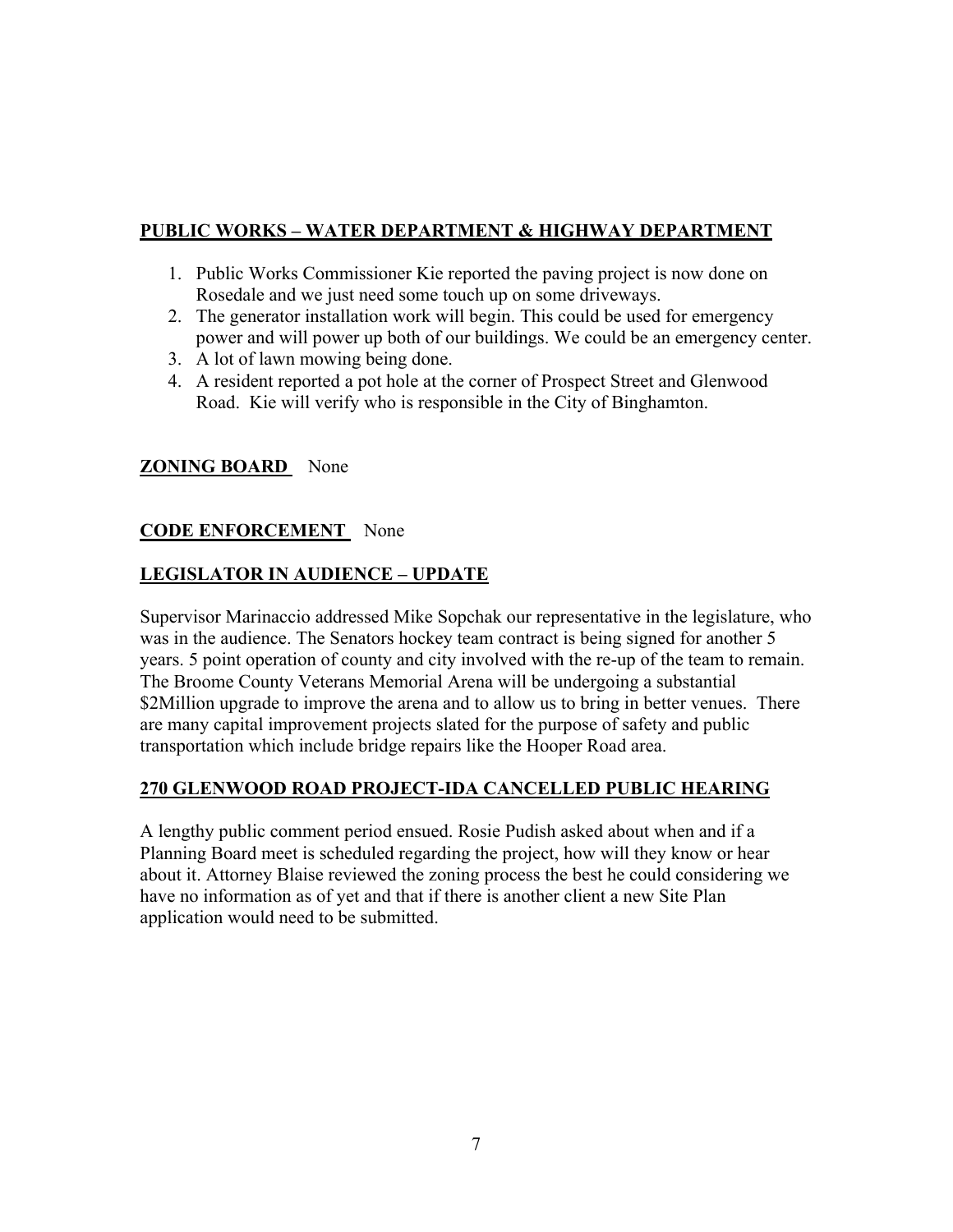## PUBLIC WORKS – WATER DEPARTMENT & HIGHWAY DEPARTMENT

1. Public Works Commissioner Kie reported the paving project is now done on Rosedale and we just need some touch up on some driveways.
2. The generator installation work will begin. This could be used for emergency power and will power up both of our buildings. We could be an emergency center.
3. A lot of lawn mowing being done.
4. A resident reported a pot hole at the corner of Prospect Street and Glenwood Road. Kie will verify who is responsible in the City of Binghamton.

## ZONING BOARD None

## CODE ENFORCEMENT None

## LEGISLATOR IN AUDIENCE – UPDATE

Supervisor Marinaccio addressed Mike Sopchak our representative in the legislature, who was in the audience. The Senators hockey team contract is being signed for another 5 years. 5 point operation of county and city involved with the re-up of the team to remain. The Broome County Veterans Memorial Arena will be undergoing a substantial $2Million upgrade to improve the arena and to allow us to bring in better venues. There are many capital improvement projects slated for the purpose of safety and public transportation which include bridge repairs like the Hooper Road area.

## 270 GLENWOOD ROAD PROJECT-IDA CANCELLED PUBLIC HEARING

A lengthy public comment period ensued. Rosie Pudish asked about when and if a Planning Board meet is scheduled regarding the project, how will they know or hear about it. Attorney Blaise reviewed the zoning process the best he could considering we have no information as of yet and that if there is another client a new Site Plan application would need to be submitted.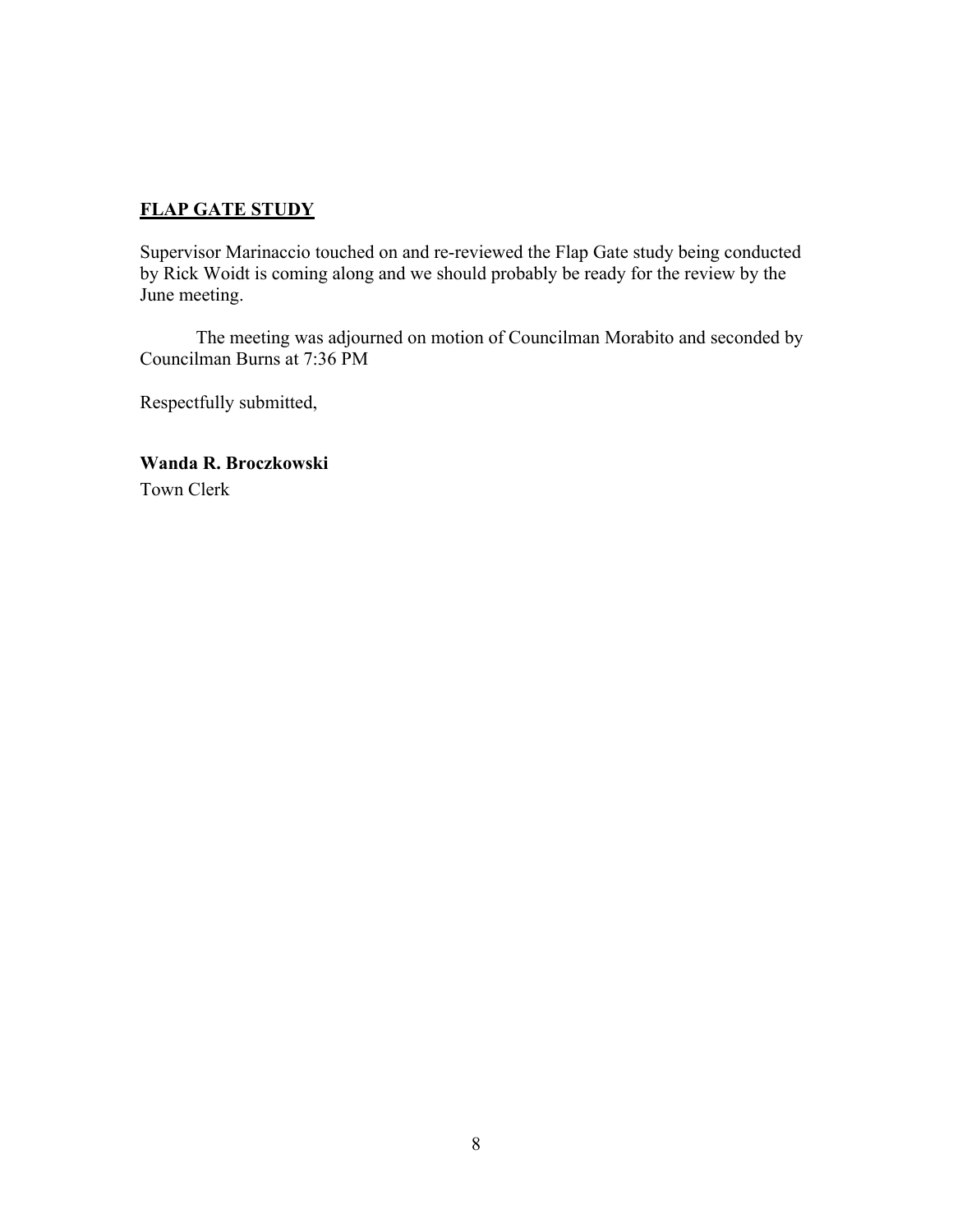**<u>FLAP GATE STUDY</u>**

Supervisor Marinaccio touched on and re-reviewed the Flap Gate study being conducted by Rick Woidt is coming along and we should probably be ready for the review by the June meeting.

The meeting was adjourned on motion of Councilman Morabito and seconded by Councilman Burns at 7:36 PM

Respectfully submitted,

**Wanda R. Broczkowski**
Town Clerk